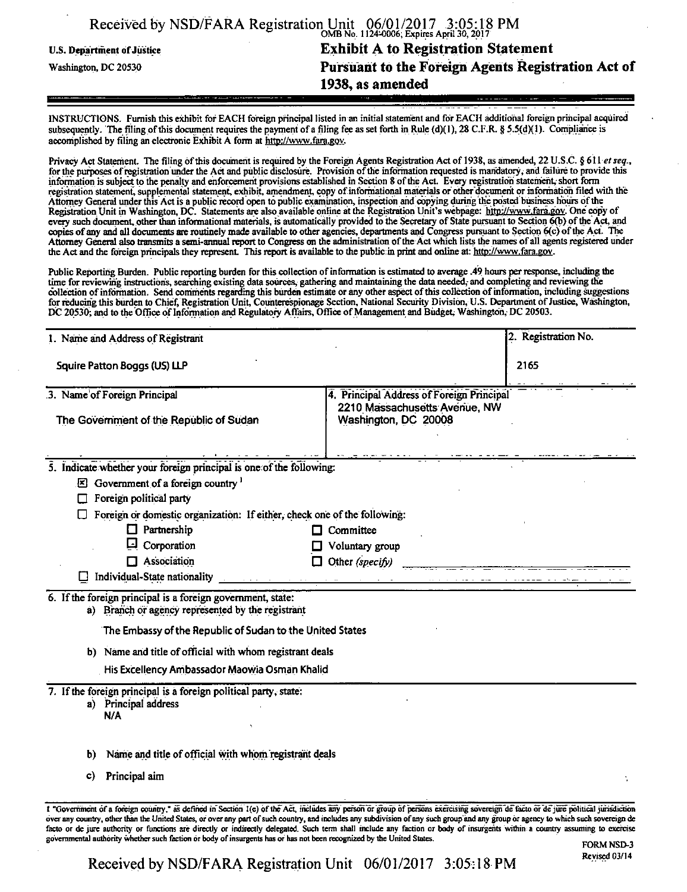U.S. Department of Justice
Washington, DC 20530

OMB No. 1124-0006; Expires April 30, 2017

# Exhibit A to Registration Statement Pursuant to the Foreign Agents Registration Act of 1938, as amended

INSTRUCTIONS. Furnish this exhibit for EACH foreign principal listed in an initial statement and for EACH additional foreign principal acquired subsequently. The filing of this document requires the payment of a filing fee as set forth in Rule (d)(1), 28 C.F.R. § 5.5(d)(1). Compliance is accomplished by filing an electronic Exhibit A form at http://www.fara.gov.

Privacy Act Statement. The filing of this document is required by the Foreign Agents Registration Act of 1938, as amended, 22 U.S.C. § 611 *et seq.*, for the purposes of registration under the Act and public disclosure. Provision of the information requested is mandatory, and failure to provide this information is subject to the penalty and enforcement provisions established in Section 8 of the Act. Every registration statement, short form registration statement, supplemental statement, exhibit, amendment, copy of informational materials or other document or information filed with the Attorney General under this Act is a public record open to public examination, inspection and copying during the posted business hours of the Registration Unit in Washington, DC. Statements are also available online at the Registration Unit's webpage: http://www.fara.gov. One copy of every such document, other than informational materials, is automatically provided to the Secretary of State pursuant to Section 6(b) of the Act, and copies of any and all documents are routinely made available to other agencies, departments and Congress pursuant to Section 6(c) of the Act. The Attorney General also transmits a semi-annual report to Congress on the administration of the Act which lists the names of all agents registered under the Act and the foreign principals they represent. This report is available to the public in print and online at: http://www.fara.gov.

Public Reporting Burden. Public reporting burden for this collection of information is estimated to average .49 hours per response, including the time for reviewing instructions, searching existing data sources, gathering and maintaining the data needed, and completing and reviewing the collection of information. Send comments regarding this burden estimate or any other aspect of this collection of information, including suggestions for reducing this burden to Chief, Registration Unit, Counterespionage Section, National Security Division, U.S. Department of Justice, Washington, DC 20530; and to the Office of Information and Regulatory Affairs, Office of Management and Budget, Washington, DC 20503.

| 1. Name and Address of Registrant | 2. Registration No. |
|---|---|
| Squire Patton Boggs (US) LLP | 2165 |

| 3. Name of Foreign Principal | 4. Principal Address of Foreign Principal |
|---|---|
| The Government of the Republic of Sudan | 2210 Massachusetts Avenue, NW<br>Washington, DC 20008 |

5. Indicate whether your foreign principal is one of the following:

- [x] Government of a foreign country [1]
- [ ] Foreign political party
- [ ] Foreign or domestic organization: If either, check one of the following:
  - [ ] Partnership
  - [ ] Corporation
  - [ ] Association
  - [ ] Committee
  - [ ] Voluntary group
  - [ ] Other *(specify)*
- [ ] Individual-State nationality

6. If the foreign principal is a foreign government, state:

a) Branch or agency represented by the registrant

The Embassy of the Republic of Sudan to the United States

b) Name and title of official with whom registrant deals

His Excellency Ambassador Maowia Osman Khalid

7. If the foreign principal is a foreign political party, state:

a) Principal address

N/A

b) Name and title of official with whom registrant deals

c) Principal aim

1 "Government of a foreign country," as defined in Section 1(e) of the Act, includes any person or group of persons exercising sovereign de facto or de jure political jurisdiction over any country, other than the United States, or over any part of such country, and includes any subdivision of any such group and any group or agency to which such sovereign de facto or de jure authority or functions are directly or indirectly delegated. Such term shall include any faction or body of insurgents within a country assuming to exercise governmental authority whether such faction or body of insurgents has or has not been recognized by the United States.

FORM NSD-3
Revised 03/14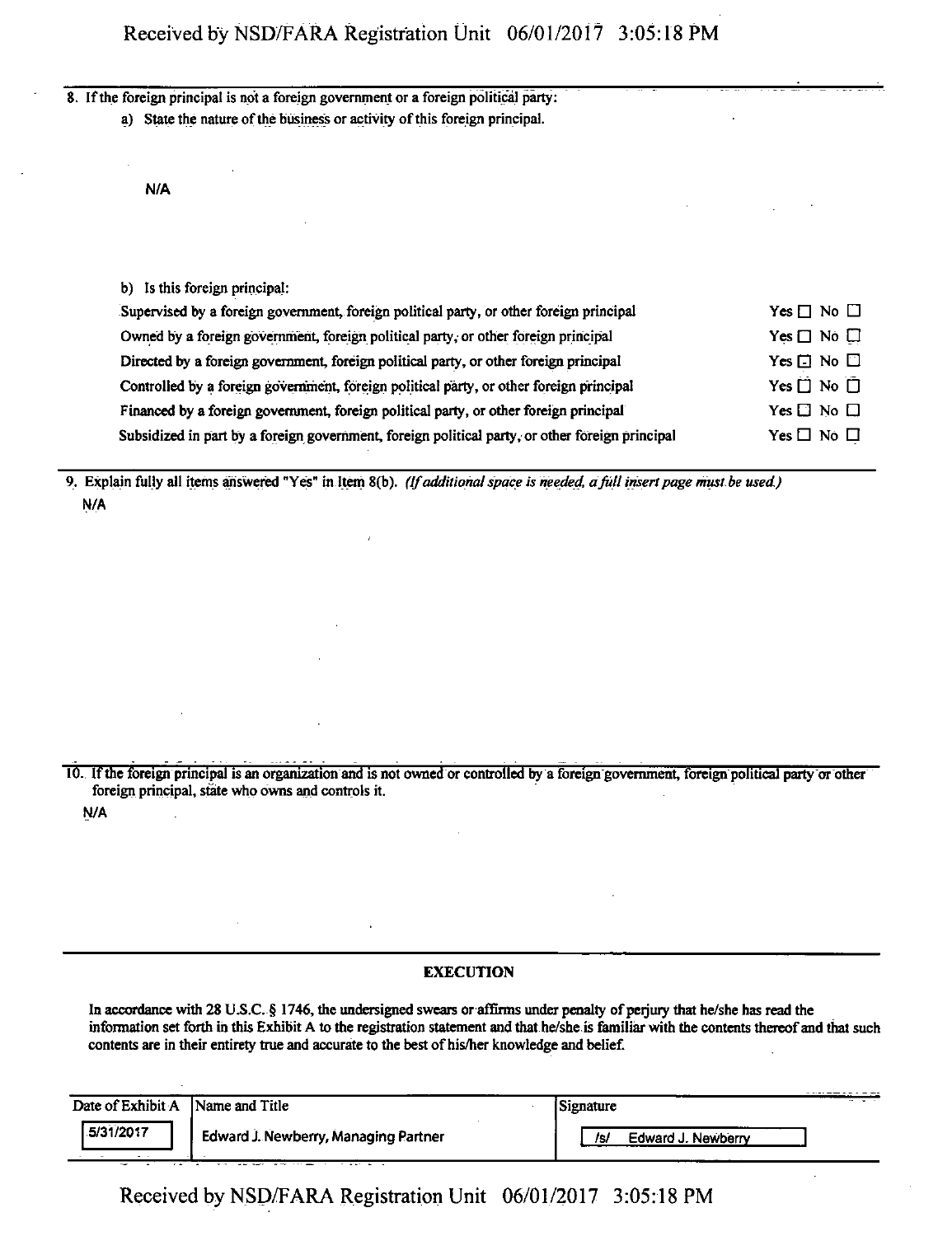8. If the foreign principal is not a foreign government or a foreign political party:

   a) State the nature of the business or activity of this foreign principal.

   N/A

   b) Is this foreign principal:

| | |
|---|---|
| Supervised by a foreign government, foreign political party, or other foreign principal | Yes ☐ No ☐ |
| Owned by a foreign government, foreign political party, or other foreign principal | Yes ☐ No ☐ |
| Directed by a foreign government, foreign political party, or other foreign principal | Yes ☐ No ☐ |
| Controlled by a foreign government, foreign political party, or other foreign principal | Yes ☐ No ☐ |
| Financed by a foreign government, foreign political party, or other foreign principal | Yes ☐ No ☐ |
| Subsidized in part by a foreign government, foreign political party, or other foreign principal | Yes ☐ No ☐ |

9. Explain fully all items answered "Yes" in Item 8(b). *(If additional space is needed, a full insert page must be used.)*

   N/A

10. If the foreign principal is an organization and is not owned or controlled by a foreign government, foreign political party or other foreign principal, state who owns and controls it.

   N/A

## EXECUTION

In accordance with 28 U.S.C. § 1746, the undersigned swears or affirms under penalty of perjury that he/she has read the information set forth in this Exhibit A to the registration statement and that he/she is familiar with the contents thereof and that such contents are in their entirety true and accurate to the best of his/her knowledge and belief.

| Date of Exhibit A | Name and Title | Signature |
|---|---|---|
| 5/31/2017 | Edward J. Newberry, Managing Partner | /s/ Edward J. Newberry |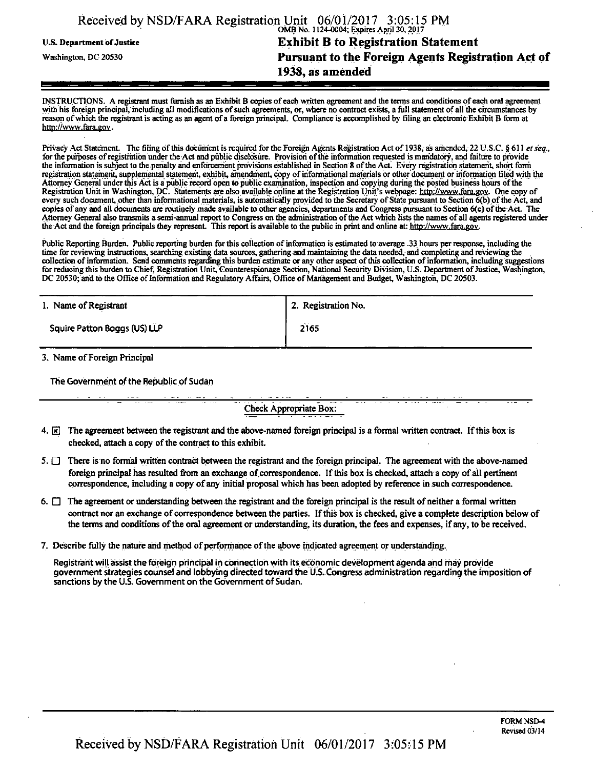U.S. Department of Justice
Washington, DC 20530

OMB No. 1124-0004; Expires April 30, 2017

# Exhibit B to Registration Statement Pursuant to the Foreign Agents Registration Act of 1938, as amended

INSTRUCTIONS. A registrant must furnish as an Exhibit B copies of each written agreement and the terms and conditions of each oral agreement with his foreign principal, including all modifications of such agreements, or, where no contract exists, a full statement of all the circumstances by reason of which the registrant is acting as an agent of a foreign principal. Compliance is accomplished by filing an electronic Exhibit B form at http://www.fara.gov.

Privacy Act Statement. The filing of this document is required for the Foreign Agents Registration Act of 1938, as amended, 22 U.S.C. § 611 *et seq.*, for the purposes of registration under the Act and public disclosure. Provision of the information requested is mandatory, and failure to provide the information is subject to the penalty and enforcement provisions established in Section 8 of the Act. Every registration statement, short form registration statement, supplemental statement, exhibit, amendment, copy of informational materials or other document or information filed with the Attorney General under this Act is a public record open to public examination, inspection and copying during the posted business hours of the Registration Unit in Washington, DC. Statements are also available online at the Registration Unit's webpage: http://www.fara.gov. One copy of every such document, other than informational materials, is automatically provided to the Secretary of State pursuant to Section 6(b) of the Act, and copies of any and all documents are routinely made available to other agencies, departments and Congress pursuant to Section 6(c) of the Act. The Attorney General also transmits a semi-annual report to Congress on the administration of the Act which lists the names of all agents registered under the Act and the foreign principals they represent. This report is available to the public in print and online at: http://www.fara.gov.

Public Reporting Burden. Public reporting burden for this collection of information is estimated to average .33 hours per response, including the time for reviewing instructions, searching existing data sources, gathering and maintaining the data needed, and completing and reviewing the collection of information. Send comments regarding this burden estimate or any other aspect of this collection of information, including suggestions for reducing this burden to Chief, Registration Unit, Counterespionage Section, National Security Division, U.S. Department of Justice, Washington, DC 20530; and to the Office of Information and Regulatory Affairs, Office of Management and Budget, Washington, DC 20503.

| 1. Name of Registrant | 2. Registration No. |
|---|---|
| Squire Patton Boggs (US) LLP | 2165 |

3. Name of Foreign Principal

The Government of the Republic of Sudan

Check Appropriate Box:

4. [x] The agreement between the registrant and the above-named foreign principal is a formal written contract. If this box is checked, attach a copy of the contract to this exhibit.

5. [ ] There is no formal written contract between the registrant and the foreign principal. The agreement with the above-named foreign principal has resulted from an exchange of correspondence. If this box is checked, attach a copy of all pertinent correspondence, including a copy of any initial proposal which has been adopted by reference in such correspondence.

6. [ ] The agreement or understanding between the registrant and the foreign principal is the result of neither a formal written contract nor an exchange of correspondence between the parties. If this box is checked, give a complete description below of the terms and conditions of the oral agreement or understanding, its duration, the fees and expenses, if any, to be received.

7. Describe fully the nature and method of performance of the above indicated agreement or understanding.

Registrant will assist the foreign principal in connection with its economic development agenda and may provide government strategies counsel and lobbying directed toward the U.S. Congress administration regarding the imposition of sanctions by the U.S. Government on the Government of Sudan.

FORM NSD-4
Revised 03/14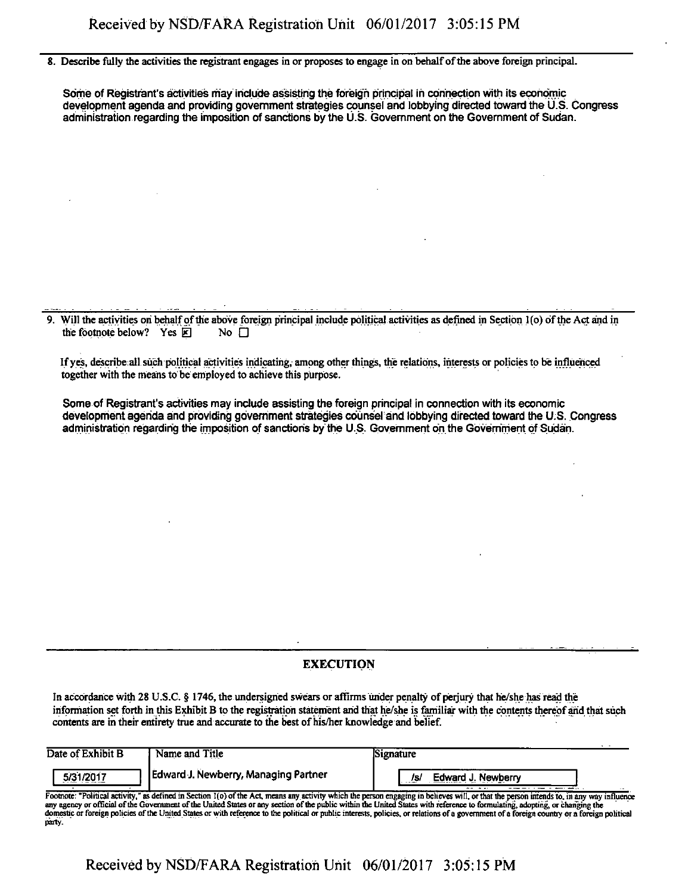8. Describe fully the activities the registrant engages in or proposes to engage in on behalf of the above foreign principal.

Some of Registrant's activities may include assisting the foreign principal in connection with its economic development agenda and providing government strategies counsel and lobbying directed toward the U.S. Congress administration regarding the imposition of sanctions by the U.S. Government on the Government of Sudan.

9. Will the activities on behalf of the above foreign principal include political activities as defined in Section 1(o) of the Act and in the footnote below? Yes ☒ No ☐

If yes, describe all such political activities indicating, among other things, the relations, interests or policies to be influenced together with the means to be employed to achieve this purpose.

Some of Registrant's activities may include assisting the foreign principal in connection with its economic development agenda and providing government strategies counsel and lobbying directed toward the U.S. Congress administration regarding the imposition of sanctions by the U.S. Government on the Government of Sudan.

## EXECUTION

In accordance with 28 U.S.C. § 1746, the undersigned swears or affirms under penalty of perjury that he/she has read the information set forth in this Exhibit B to the registration statement and that he/she is familiar with the contents thereof and that such contents are in their entirety true and accurate to the best of his/her knowledge and belief.

| Date of Exhibit B | Name and Title | Signature |
|---|---|---|
| 5/31/2017 | Edward J. Newberry, Managing Partner | /s/ Edward J. Newberry |

Footnote: "Political activity," as defined in Section 1(o) of the Act, means any activity which the person engaging in believes will, or that the person intends to, in any way influence any agency or official of the Government of the United States or any section of the public within the United States with reference to formulating, adopting, or changing the domestic or foreign policies of the United States or with reference to the political or public interests, policies, or relations of a government of a foreign country or a foreign political party.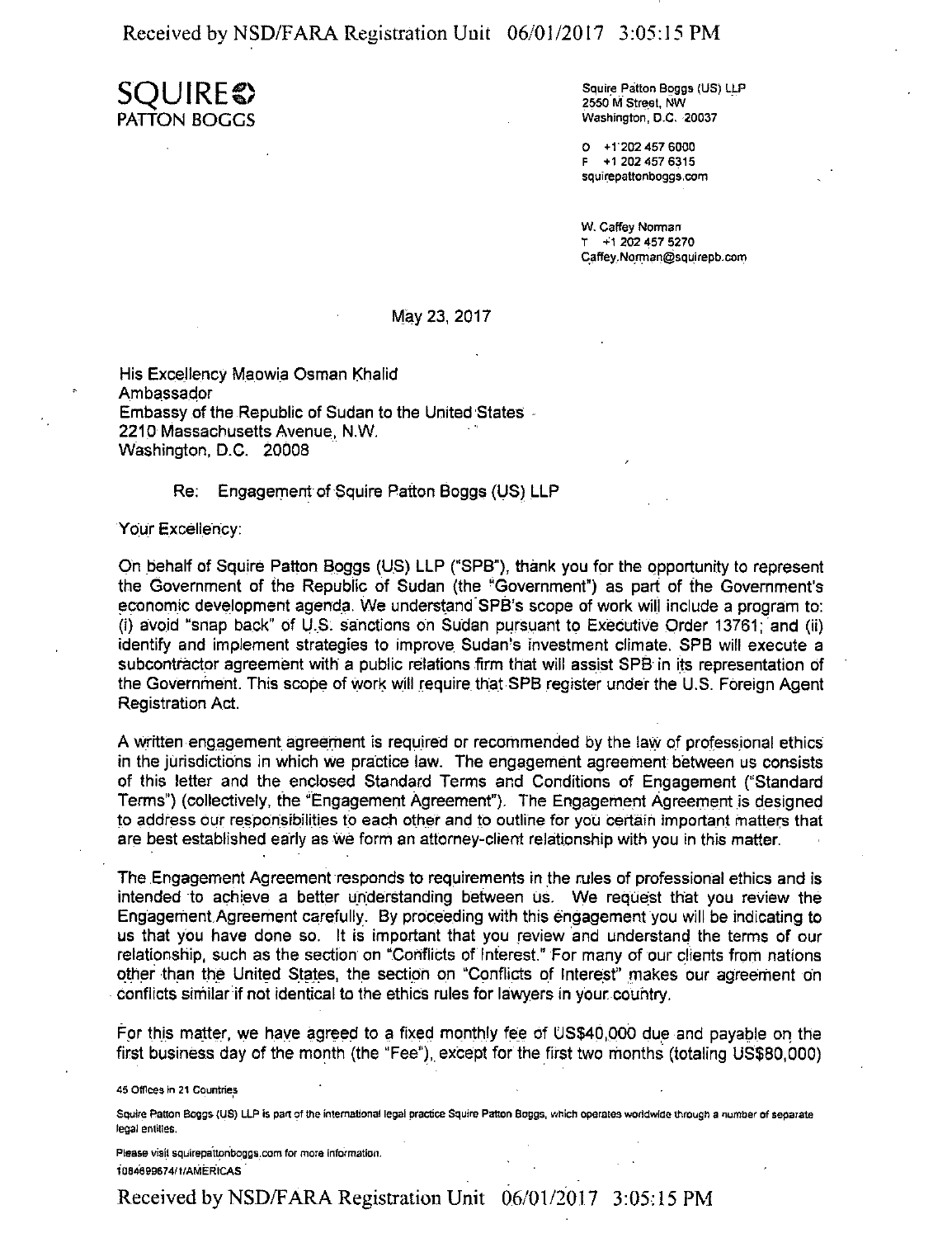**SQUIRE**
**PATTON BOGGS**

Squire Patton Boggs (US) LLP
2550 M Street, NW
Washington, D.C. 20037

O +1 202 457 6000
F +1 202 457 6315
squirepattonboggs.com

W. Caffey Norman
T +1 202 457 5270
Caffey.Norman@squirepb.com

May 23, 2017

His Excellency Maowia Osman Khalid
Ambassador
Embassy of the Republic of Sudan to the United States
2210 Massachusetts Avenue, N.W.
Washington, D.C. 20008

Re: Engagement of Squire Patton Boggs (US) LLP

Your Excellency:

On behalf of Squire Patton Boggs (US) LLP ("SPB"), thank you for the opportunity to represent the Government of the Republic of Sudan (the "Government") as part of the Government's economic development agenda. We understand SPB's scope of work will include a program to: (i) avoid "snap back" of U.S. sanctions on Sudan pursuant to Executive Order 13761; and (ii) identify and implement strategies to improve Sudan's investment climate. SPB will execute a subcontractor agreement with a public relations firm that will assist SPB in its representation of the Government. This scope of work will require that SPB register under the U.S. Foreign Agent Registration Act.

A written engagement agreement is required or recommended by the law of professional ethics in the jurisdictions in which we practice law. The engagement agreement between us consists of this letter and the enclosed Standard Terms and Conditions of Engagement ("Standard Terms") (collectively, the "Engagement Agreement"). The Engagement Agreement is designed to address our responsibilities to each other and to outline for you certain important matters that are best established early as we form an attorney-client relationship with you in this matter.

The Engagement Agreement responds to requirements in the rules of professional ethics and is intended to achieve a better understanding between us. We request that you review the Engagement Agreement carefully. By proceeding with this engagement you will be indicating to us that you have done so. It is important that you review and understand the terms of our relationship, such as the section on "Conflicts of Interest." For many of our clients from nations other than the United States, the section on "Conflicts of Interest" makes our agreement on conflicts similar if not identical to the ethics rules for lawyers in your country.

For this matter, we have agreed to a fixed monthly fee of US$40,000 due and payable on the first business day of the month (the "Fee"), except for the first two months (totaling US$80,000)

45 Offices in 21 Countries

Squire Patton Boggs (US) LLP is part of the international legal practice Squire Patton Boggs, which operates worldwide through a number of separate legal entities.

Please visit squirepattonboggs.com for more information.
1084899674/1/AMERICAS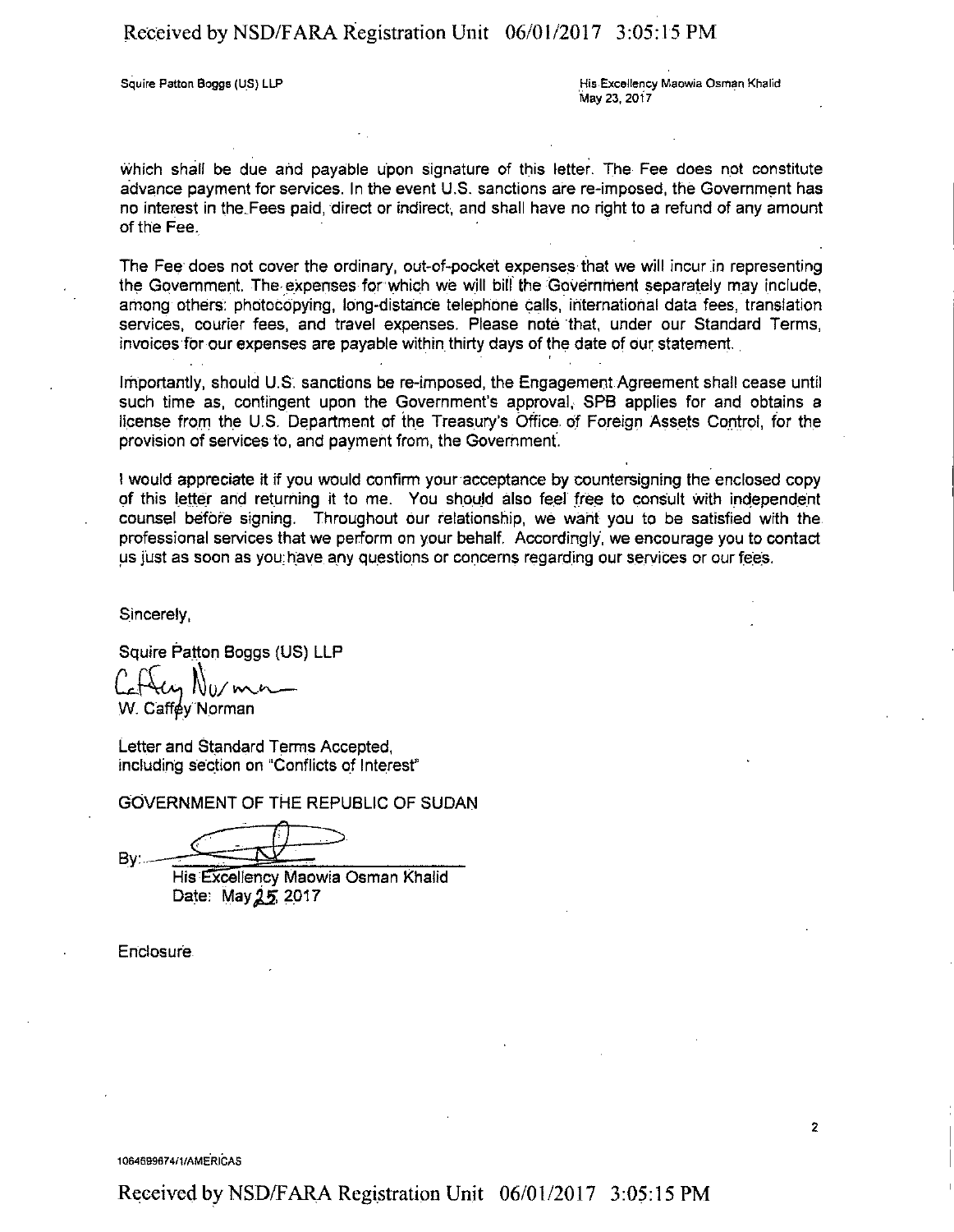which shall be due and payable upon signature of this letter. The Fee does not constitute advance payment for services. In the event U.S. sanctions are re-imposed, the Government has no interest in the Fees paid, direct or indirect, and shall have no right to a refund of any amount of the Fee.

The Fee does not cover the ordinary, out-of-pocket expenses that we will incur in representing the Government. The expenses for which we will bill the Government separately may include, among others: photocopying, long-distance telephone calls, international data fees, translation services, courier fees, and travel expenses. Please note that, under our Standard Terms, invoices for our expenses are payable within thirty days of the date of our statement.

Importantly, should U.S. sanctions be re-imposed, the Engagement Agreement shall cease until such time as, contingent upon the Government's approval, SPB applies for and obtains a license from the U.S. Department of the Treasury's Office of Foreign Assets Control, for the provision of services to, and payment from, the Government.

I would appreciate it if you would confirm your acceptance by countersigning the enclosed copy of this letter and returning it to me. You should also feel free to consult with independent counsel before signing. Throughout our relationship, we want you to be satisfied with the professional services that we perform on your behalf. Accordingly, we encourage you to contact us just as soon as you have any questions or concerns regarding our services or our fees.

Sincerely,

Squire Patton Boggs (US) LLP

W. Caffey Norman

Letter and Standard Terms Accepted,
including section on "Conflicts of Interest"

GOVERNMENT OF THE REPUBLIC OF SUDAN

By: ______________________________
His Excellency Maowia Osman Khalid
Date: May 25, 2017

Enclosure

1064699674/1/AMERICAS